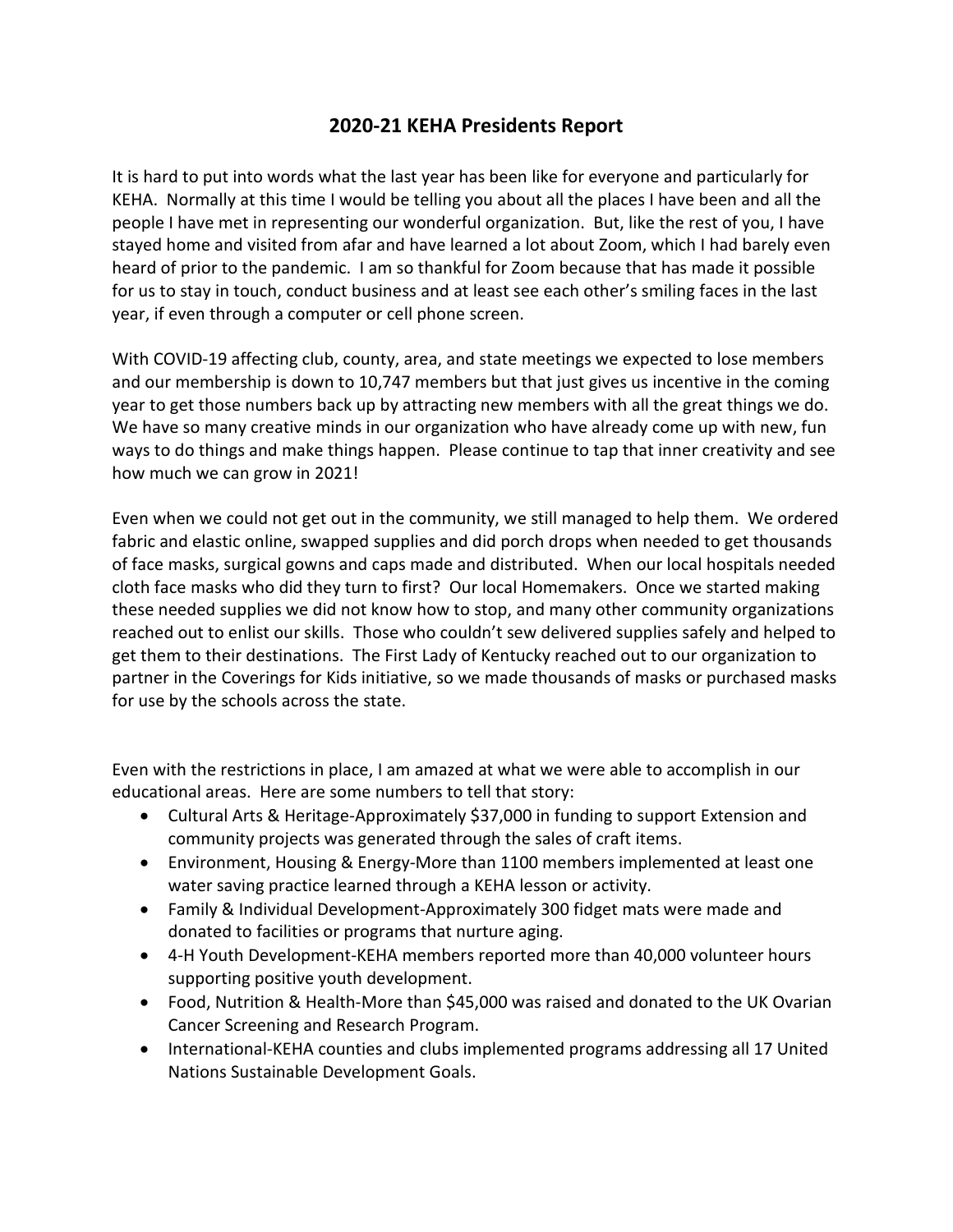# 2020-21 KEHA Presidents Report

It is hard to put into words what the last year has been like for everyone and particularly for KEHA. Normally at this time I would be telling you about all the places I have been and all the people I have met in representing our wonderful organization. But, like the rest of you, I have stayed home and visited from afar and have learned a lot about Zoom, which I had barely even heard of prior to the pandemic. I am so thankful for Zoom because that has made it possible for us to stay in touch, conduct business and at least see each other's smiling faces in the last year, if even through a computer or cell phone screen.

With COVID-19 affecting club, county, area, and state meetings we expected to lose members and our membership is down to 10,747 members but that just gives us incentive in the coming year to get those numbers back up by attracting new members with all the great things we do. We have so many creative minds in our organization who have already come up with new, fun ways to do things and make things happen. Please continue to tap that inner creativity and see how much we can grow in 2021!

Even when we could not get out in the community, we still managed to help them. We ordered fabric and elastic online, swapped supplies and did porch drops when needed to get thousands of face masks, surgical gowns and caps made and distributed. When our local hospitals needed cloth face masks who did they turn to first? Our local Homemakers. Once we started making these needed supplies we did not know how to stop, and many other community organizations reached out to enlist our skills. Those who couldn't sew delivered supplies safely and helped to get them to their destinations. The First Lady of Kentucky reached out to our organization to partner in the Coverings for Kids initiative, so we made thousands of masks or purchased masks for use by the schools across the state.

Even with the restrictions in place, I am amazed at what we were able to accomplish in our educational areas. Here are some numbers to tell that story:

- Cultural Arts & Heritage-Approximately $37,000 in funding to support Extension and community projects was generated through the sales of craft items.
- Environment, Housing & Energy-More than 1100 members implemented at least one water saving practice learned through a KEHA lesson or activity.
- Family & Individual Development-Approximately 300 fidget mats were made and donated to facilities or programs that nurture aging.
- 4-H Youth Development-KEHA members reported more than 40,000 volunteer hours supporting positive youth development.
- Food, Nutrition & Health-More than $45,000 was raised and donated to the UK Ovarian Cancer Screening and Research Program.
- International-KEHA counties and clubs implemented programs addressing all 17 United Nations Sustainable Development Goals.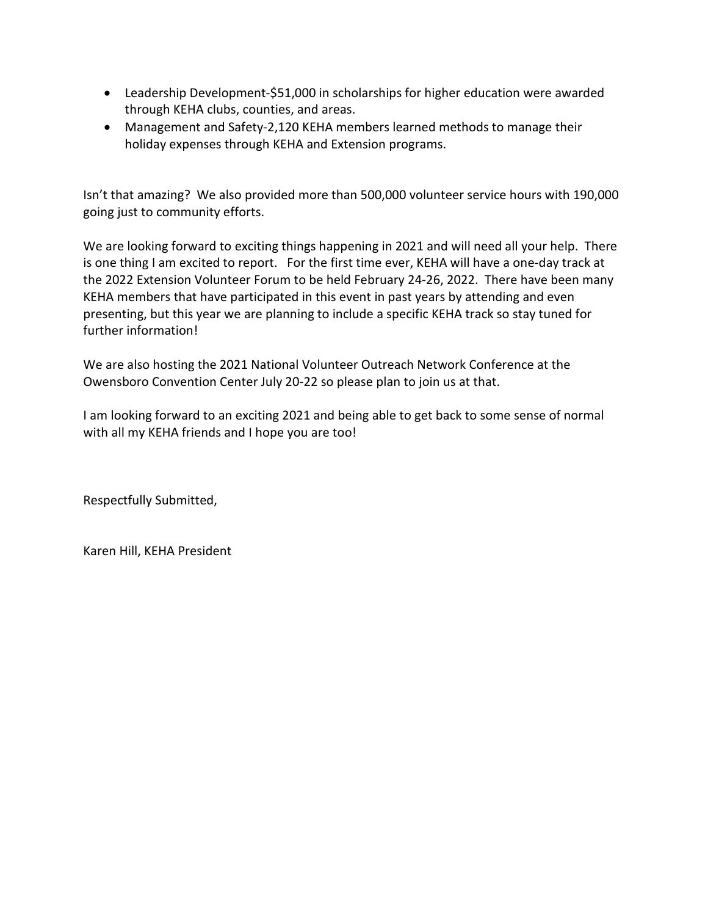- Leadership Development-$51,000 in scholarships for higher education were awarded through KEHA clubs, counties, and areas.
- Management and Safety-2,120 KEHA members learned methods to manage their holiday expenses through KEHA and Extension programs.

Isn't that amazing? We also provided more than 500,000 volunteer service hours with 190,000 going just to community efforts.

We are looking forward to exciting things happening in 2021 and will need all your help. There is one thing I am excited to report. For the first time ever, KEHA will have a one-day track at the 2022 Extension Volunteer Forum to be held February 24-26, 2022. There have been many KEHA members that have participated in this event in past years by attending and even presenting, but this year we are planning to include a specific KEHA track so stay tuned for further information!

We are also hosting the 2021 National Volunteer Outreach Network Conference at the Owensboro Convention Center July 20-22 so please plan to join us at that.

I am looking forward to an exciting 2021 and being able to get back to some sense of normal with all my KEHA friends and I hope you are too!

Respectfully Submitted,

Karen Hill, KEHA President